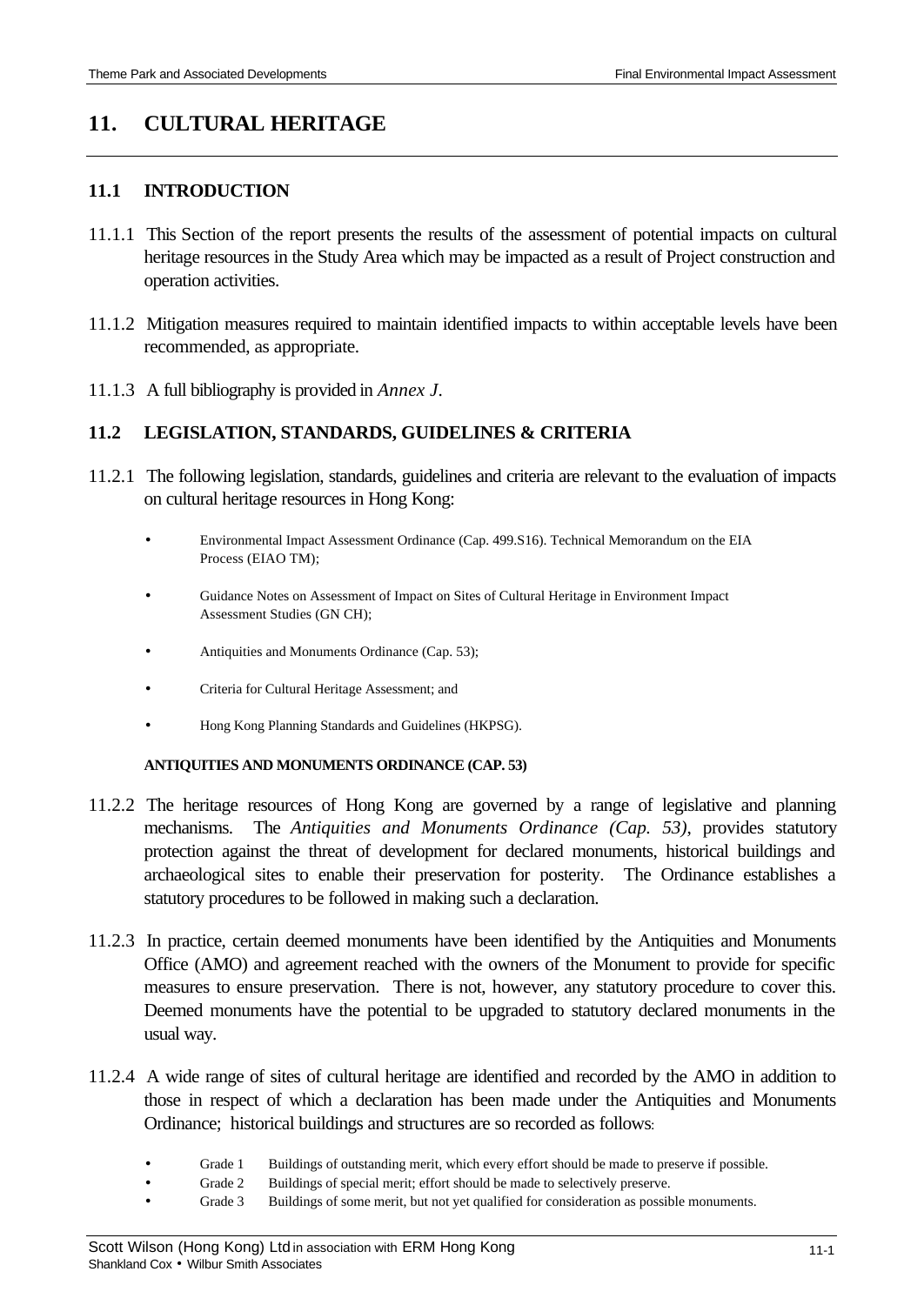# 11. CULTURAL HERITAGE

## 11.1 INTRODUCTION

11.1.1 This Section of the report presents the results of the assessment of potential impacts on cultural heritage resources in the Study Area which may be impacted as a result of Project construction and operation activities.

11.1.2 Mitigation measures required to maintain identified impacts to within acceptable levels have been recommended, as appropriate.

11.1.3 A full bibliography is provided in *Annex J*.

## 11.2 LEGISLATION, STANDARDS, GUIDELINES & CRITERIA

11.2.1 The following legislation, standards, guidelines and criteria are relevant to the evaluation of impacts on cultural heritage resources in Hong Kong:

- Environmental Impact Assessment Ordinance (Cap. 499.S16). Technical Memorandum on the EIA Process (EIAO TM);
- Guidance Notes on Assessment of Impact on Sites of Cultural Heritage in Environment Impact Assessment Studies (GN CH);
- Antiquities and Monuments Ordinance (Cap. 53);
- Criteria for Cultural Heritage Assessment; and
- Hong Kong Planning Standards and Guidelines (HKPSG).

#### ANTIQUITIES AND MONUMENTS ORDINANCE (CAP. 53)

11.2.2 The heritage resources of Hong Kong are governed by a range of legislative and planning mechanisms. The *Antiquities and Monuments Ordinance (Cap. 53)*, provides statutory protection against the threat of development for declared monuments, historical buildings and archaeological sites to enable their preservation for posterity. The Ordinance establishes a statutory procedures to be followed in making such a declaration.

11.2.3 In practice, certain deemed monuments have been identified by the Antiquities and Monuments Office (AMO) and agreement reached with the owners of the Monument to provide for specific measures to ensure preservation. There is not, however, any statutory procedure to cover this. Deemed monuments have the potential to be upgraded to statutory declared monuments in the usual way.

11.2.4 A wide range of sites of cultural heritage are identified and recorded by the AMO in addition to those in respect of which a declaration has been made under the Antiquities and Monuments Ordinance; historical buildings and structures are so recorded as follows:

- Grade 1 Buildings of outstanding merit, which every effort should be made to preserve if possible.
- Grade 2 Buildings of special merit; effort should be made to selectively preserve.
- Grade 3 Buildings of some merit, but not yet qualified for consideration as possible monuments.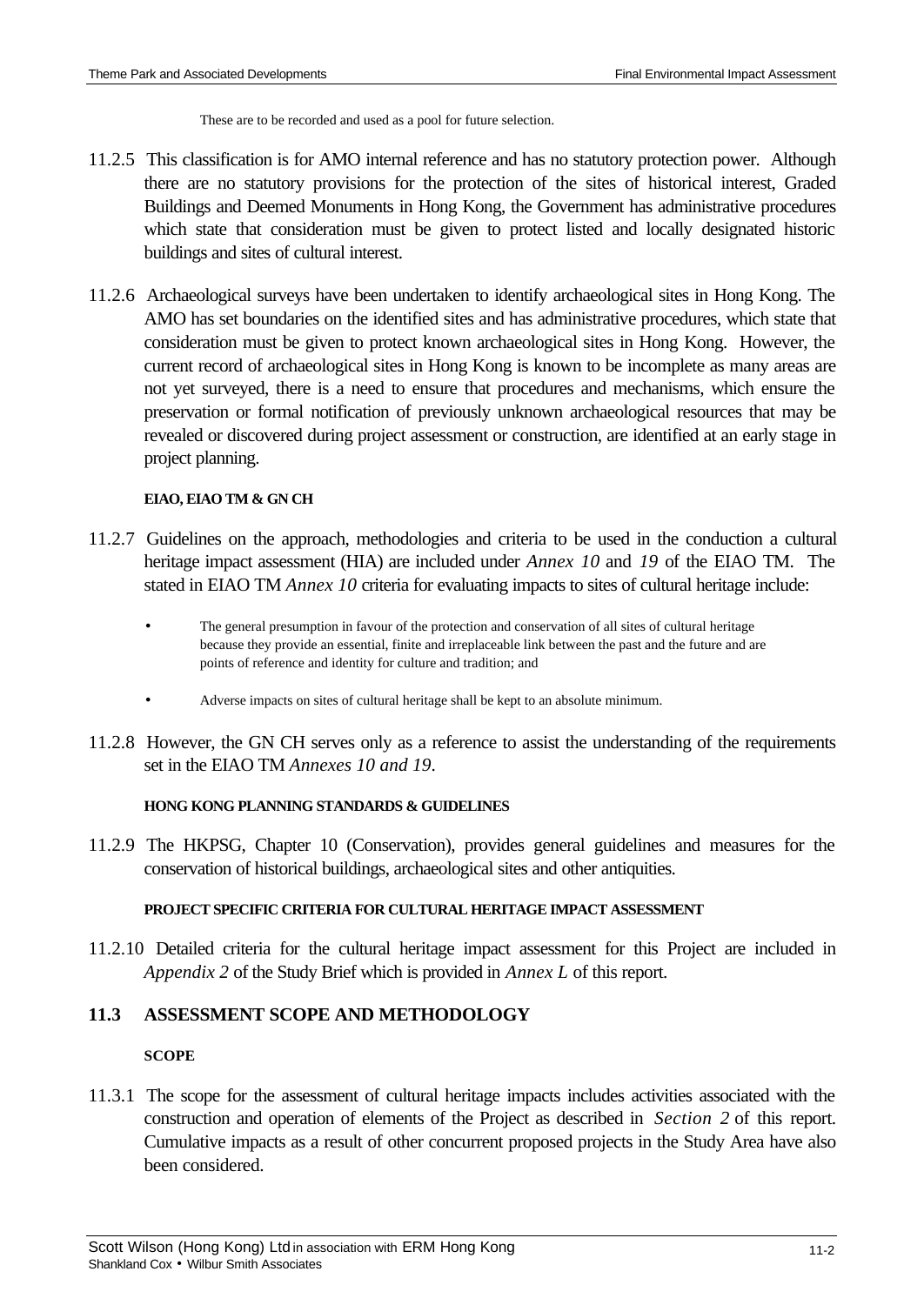These are to be recorded and used as a pool for future selection.

11.2.5 This classification is for AMO internal reference and has no statutory protection power. Although there are no statutory provisions for the protection of the sites of historical interest, Graded Buildings and Deemed Monuments in Hong Kong, the Government has administrative procedures which state that consideration must be given to protect listed and locally designated historic buildings and sites of cultural interest.

11.2.6 Archaeological surveys have been undertaken to identify archaeological sites in Hong Kong. The AMO has set boundaries on the identified sites and has administrative procedures, which state that consideration must be given to protect known archaeological sites in Hong Kong. However, the current record of archaeological sites in Hong Kong is known to be incomplete as many areas are not yet surveyed, there is a need to ensure that procedures and mechanisms, which ensure the preservation or formal notification of previously unknown archaeological resources that may be revealed or discovered during project assessment or construction, are identified at an early stage in project planning.

#### EIAO, EIAO TM & GN CH

11.2.7 Guidelines on the approach, methodologies and criteria to be used in the conduction a cultural heritage impact assessment (HIA) are included under *Annex 10* and *19* of the EIAO TM. The stated in EIAO TM *Annex 10* criteria for evaluating impacts to sites of cultural heritage include:

- The general presumption in favour of the protection and conservation of all sites of cultural heritage because they provide an essential, finite and irreplaceable link between the past and the future and are points of reference and identity for culture and tradition; and
- Adverse impacts on sites of cultural heritage shall be kept to an absolute minimum.

11.2.8 However, the GN CH serves only as a reference to assist the understanding of the requirements set in the EIAO TM *Annexes 10 and 19*.

#### HONG KONG PLANNING STANDARDS & GUIDELINES

11.2.9 The HKPSG, Chapter 10 (Conservation), provides general guidelines and measures for the conservation of historical buildings, archaeological sites and other antiquities.

#### PROJECT SPECIFIC CRITERIA FOR CULTURAL HERITAGE IMPACT ASSESSMENT

11.2.10 Detailed criteria for the cultural heritage impact assessment for this Project are included in *Appendix 2* of the Study Brief which is provided in *Annex L* of this report.

## 11.3 ASSESSMENT SCOPE AND METHODOLOGY

#### SCOPE

11.3.1 The scope for the assessment of cultural heritage impacts includes activities associated with the construction and operation of elements of the Project as described in *Section 2* of this report. Cumulative impacts as a result of other concurrent proposed projects in the Study Area have also been considered.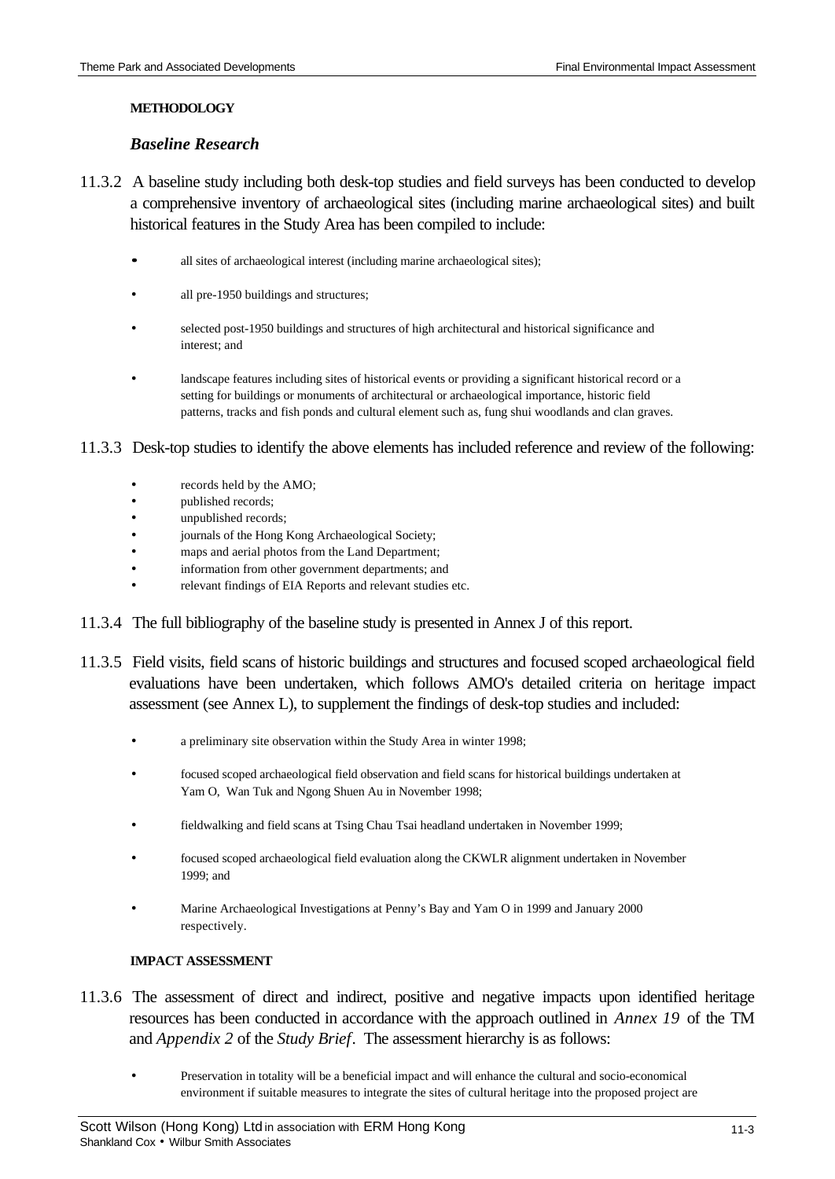**METHODOLOGY**

### *Baseline Research*

11.3.2 A baseline study including both desk-top studies and field surveys has been conducted to develop a comprehensive inventory of archaeological sites (including marine archaeological sites) and built historical features in the Study Area has been compiled to include:

- all sites of archaeological interest (including marine archaeological sites);
- all pre-1950 buildings and structures;
- selected post-1950 buildings and structures of high architectural and historical significance and interest; and
- landscape features including sites of historical events or providing a significant historical record or a setting for buildings or monuments of architectural or archaeological importance, historic field patterns, tracks and fish ponds and cultural element such as, fung shui woodlands and clan graves.

11.3.3 Desk-top studies to identify the above elements has included reference and review of the following:

- records held by the AMO;
- published records;
- unpublished records;
- journals of the Hong Kong Archaeological Society;
- maps and aerial photos from the Land Department;
- information from other government departments; and
- relevant findings of EIA Reports and relevant studies etc.

11.3.4 The full bibliography of the baseline study is presented in Annex J of this report.

11.3.5 Field visits, field scans of historic buildings and structures and focused scoped archaeological field evaluations have been undertaken, which follows AMO's detailed criteria on heritage impact assessment (see Annex L), to supplement the findings of desk-top studies and included:

- a preliminary site observation within the Study Area in winter 1998;
- focused scoped archaeological field observation and field scans for historical buildings undertaken at Yam O, Wan Tuk and Ngong Shuen Au in November 1998;
- fieldwalking and field scans at Tsing Chau Tsai headland undertaken in November 1999;
- focused scoped archaeological field evaluation along the CKWLR alignment undertaken in November 1999; and
- Marine Archaeological Investigations at Penny's Bay and Yam O in 1999 and January 2000 respectively.

**IMPACT ASSESSMENT**

11.3.6 The assessment of direct and indirect, positive and negative impacts upon identified heritage resources has been conducted in accordance with the approach outlined in *Annex 19* of the TM and *Appendix 2* of the *Study Brief*. The assessment hierarchy is as follows:

- Preservation in totality will be a beneficial impact and will enhance the cultural and socio-economical environment if suitable measures to integrate the sites of cultural heritage into the proposed project are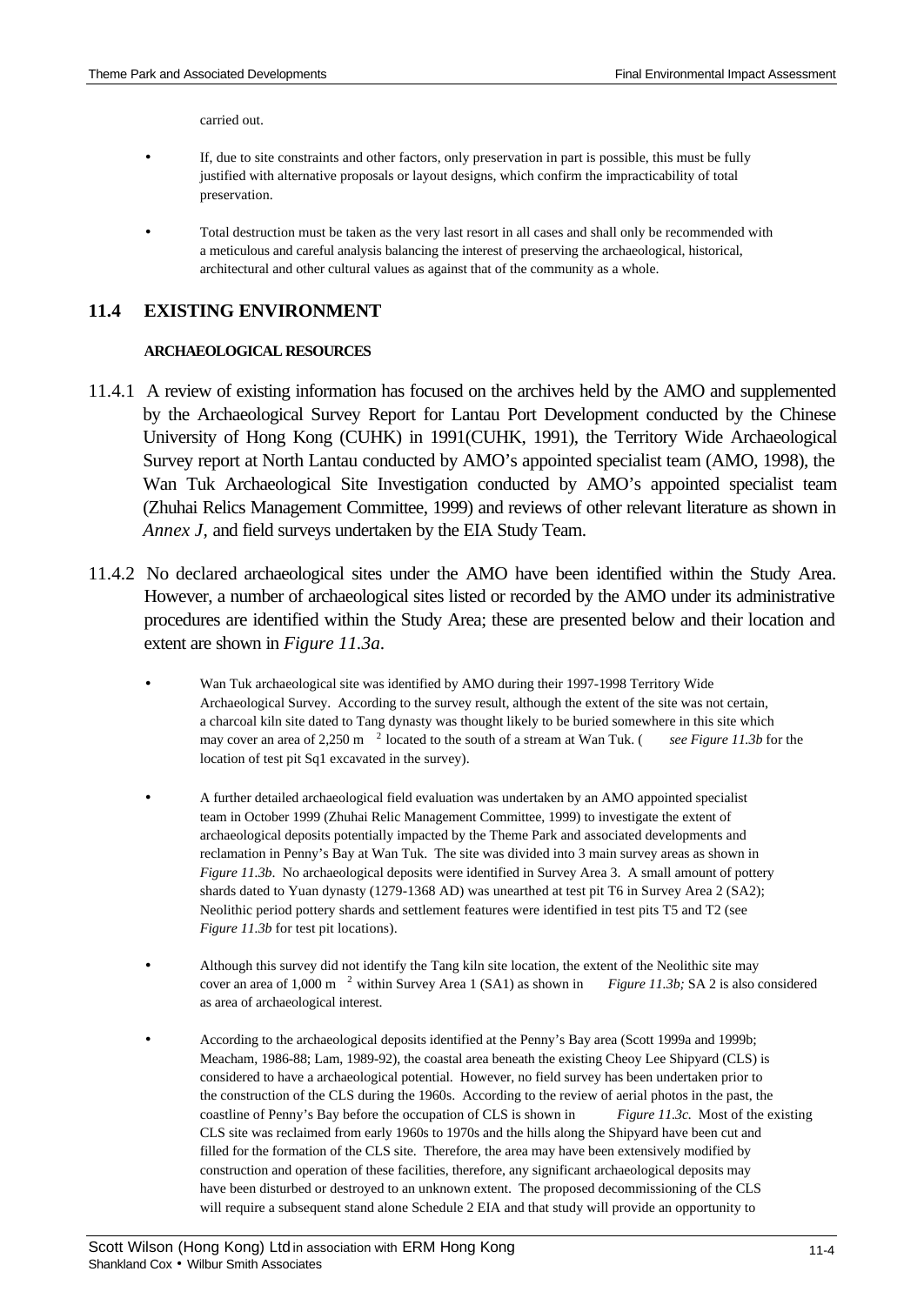carried out.

- If, due to site constraints and other factors, only preservation in part is possible, this must be fully justified with alternative proposals or layout designs, which confirm the impracticability of total preservation.

- Total destruction must be taken as the very last resort in all cases and shall only be recommended with a meticulous and careful analysis balancing the interest of preserving the archaeological, historical, architectural and other cultural values as against that of the community as a whole.

## 11.4 EXISTING ENVIRONMENT

### ARCHAEOLOGICAL RESOURCES

11.4.1 A review of existing information has focused on the archives held by the AMO and supplemented by the Archaeological Survey Report for Lantau Port Development conducted by the Chinese University of Hong Kong (CUHK) in 1991(CUHK, 1991), the Territory Wide Archaeological Survey report at North Lantau conducted by AMO's appointed specialist team (AMO, 1998), the Wan Tuk Archaeological Site Investigation conducted by AMO's appointed specialist team (Zhuhai Relics Management Committee, 1999) and reviews of other relevant literature as shown in *Annex J,* and field surveys undertaken by the EIA Study Team.

11.4.2 No declared archaeological sites under the AMO have been identified within the Study Area. However, a number of archaeological sites listed or recorded by the AMO under its administrative procedures are identified within the Study Area; these are presented below and their location and extent are shown in *Figure 11.3a*.

- Wan Tuk archaeological site was identified by AMO during their 1997-1998 Territory Wide Archaeological Survey. According to the survey result, although the extent of the site was not certain, a charcoal kiln site dated to Tang dynasty was thought likely to be buried somewhere in this site which may cover an area of 2,250 $m^2$ located to the south of a stream at Wan Tuk. (*see Figure 11.3b* for the location of test pit Sq1 excavated in the survey).

- A further detailed archaeological field evaluation was undertaken by an AMO appointed specialist team in October 1999 (Zhuhai Relic Management Committee, 1999) to investigate the extent of archaeological deposits potentially impacted by the Theme Park and associated developments and reclamation in Penny's Bay at Wan Tuk. The site was divided into 3 main survey areas as shown in *Figure 11.3b*. No archaeological deposits were identified in Survey Area 3. A small amount of pottery shards dated to Yuan dynasty (1279-1368 AD) was unearthed at test pit T6 in Survey Area 2 (SA2); Neolithic period pottery shards and settlement features were identified in test pits T5 and T2 (see *Figure 11.3b* for test pit locations).

- Although this survey did not identify the Tang kiln site location, the extent of the Neolithic site may cover an area of 1,000 $m^2$ within Survey Area 1 (SA1) as shown in *Figure 11.3b;* SA 2 is also considered as area of archaeological interest.

- According to the archaeological deposits identified at the Penny's Bay area (Scott 1999a and 1999b; Meacham, 1986-88; Lam, 1989-92), the coastal area beneath the existing Cheoy Lee Shipyard (CLS) is considered to have a archaeological potential. However, no field survey has been undertaken prior to the construction of the CLS during the 1960s. According to the review of aerial photos in the past, the coastline of Penny's Bay before the occupation of CLS is shown in *Figure 11.3c.* Most of the existing CLS site was reclaimed from early 1960s to 1970s and the hills along the Shipyard have been cut and filled for the formation of the CLS site. Therefore, the area may have been extensively modified by construction and operation of these facilities, therefore, any significant archaeological deposits may have been disturbed or destroyed to an unknown extent. The proposed decommissioning of the CLS will require a subsequent stand alone Schedule 2 EIA and that study will provide an opportunity to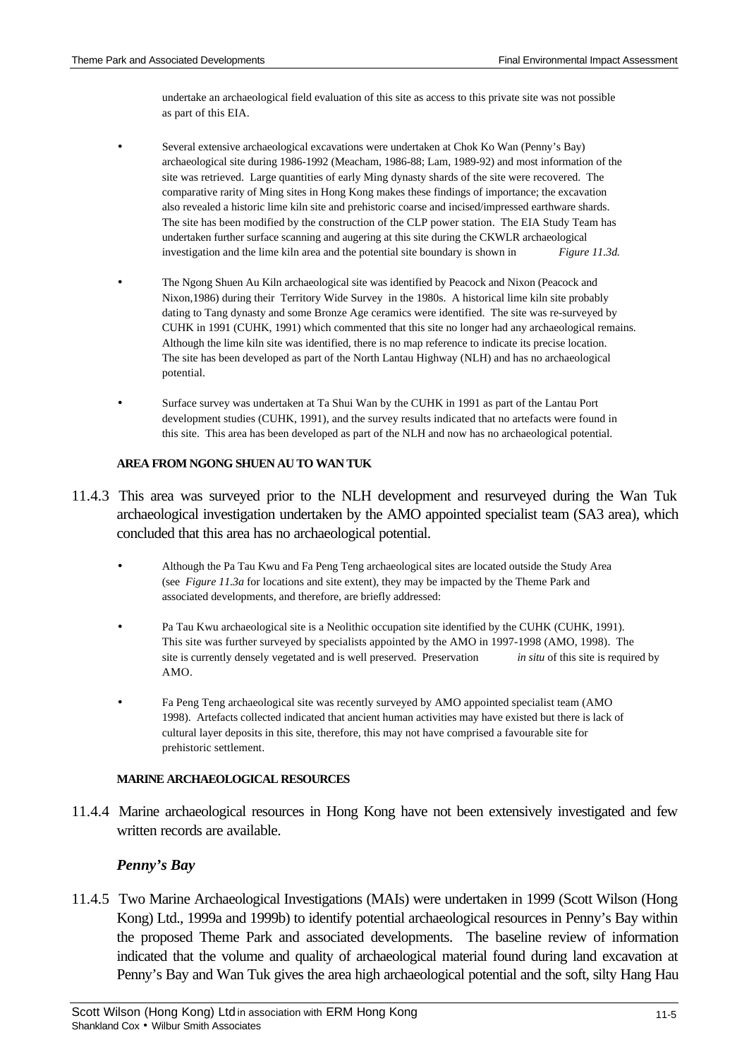undertake an archaeological field evaluation of this site as access to this private site was not possible as part of this EIA.

- Several extensive archaeological excavations were undertaken at Chok Ko Wan (Penny's Bay) archaeological site during 1986-1992 (Meacham, 1986-88; Lam, 1989-92) and most information of the site was retrieved. Large quantities of early Ming dynasty shards of the site were recovered. The comparative rarity of Ming sites in Hong Kong makes these findings of importance; the excavation also revealed a historic lime kiln site and prehistoric coarse and incised/impressed earthware shards. The site has been modified by the construction of the CLP power station. The EIA Study Team has undertaken further surface scanning and augering at this site during the CKWLR archaeological investigation and the lime kiln area and the potential site boundary is shown in *Figure 11.3d.*

- The Ngong Shuen Au Kiln archaeological site was identified by Peacock and Nixon (Peacock and Nixon,1986) during their Territory Wide Survey in the 1980s. A historical lime kiln site probably dating to Tang dynasty and some Bronze Age ceramics were identified. The site was re-surveyed by CUHK in 1991 (CUHK, 1991) which commented that this site no longer had any archaeological remains. Although the lime kiln site was identified, there is no map reference to indicate its precise location. The site has been developed as part of the North Lantau Highway (NLH) and has no archaeological potential.

- Surface survey was undertaken at Ta Shui Wan by the CUHK in 1991 as part of the Lantau Port development studies (CUHK, 1991), and the survey results indicated that no artefacts were found in this site. This area has been developed as part of the NLH and now has no archaeological potential.

**AREA FROM NGONG SHUEN AU TO WAN TUK**

11.4.3 This area was surveyed prior to the NLH development and resurveyed during the Wan Tuk archaeological investigation undertaken by the AMO appointed specialist team (SA3 area), which concluded that this area has no archaeological potential.

- Although the Pa Tau Kwu and Fa Peng Teng archaeological sites are located outside the Study Area (see *Figure 11.3a* for locations and site extent), they may be impacted by the Theme Park and associated developments, and therefore, are briefly addressed:

- Pa Tau Kwu archaeological site is a Neolithic occupation site identified by the CUHK (CUHK, 1991). This site was further surveyed by specialists appointed by the AMO in 1997-1998 (AMO, 1998). The site is currently densely vegetated and is well preserved. Preservation *in situ* of this site is required by AMO.

- Fa Peng Teng archaeological site was recently surveyed by AMO appointed specialist team (AMO 1998). Artefacts collected indicated that ancient human activities may have existed but there is lack of cultural layer deposits in this site, therefore, this may not have comprised a favourable site for prehistoric settlement.

**MARINE ARCHAEOLOGICAL RESOURCES**

11.4.4 Marine archaeological resources in Hong Kong have not been extensively investigated and few written records are available.

***Penny's Bay***

11.4.5 Two Marine Archaeological Investigations (MAIs) were undertaken in 1999 (Scott Wilson (Hong Kong) Ltd., 1999a and 1999b) to identify potential archaeological resources in Penny's Bay within the proposed Theme Park and associated developments. The baseline review of information indicated that the volume and quality of archaeological material found during land excavation at Penny's Bay and Wan Tuk gives the area high archaeological potential and the soft, silty Hang Hau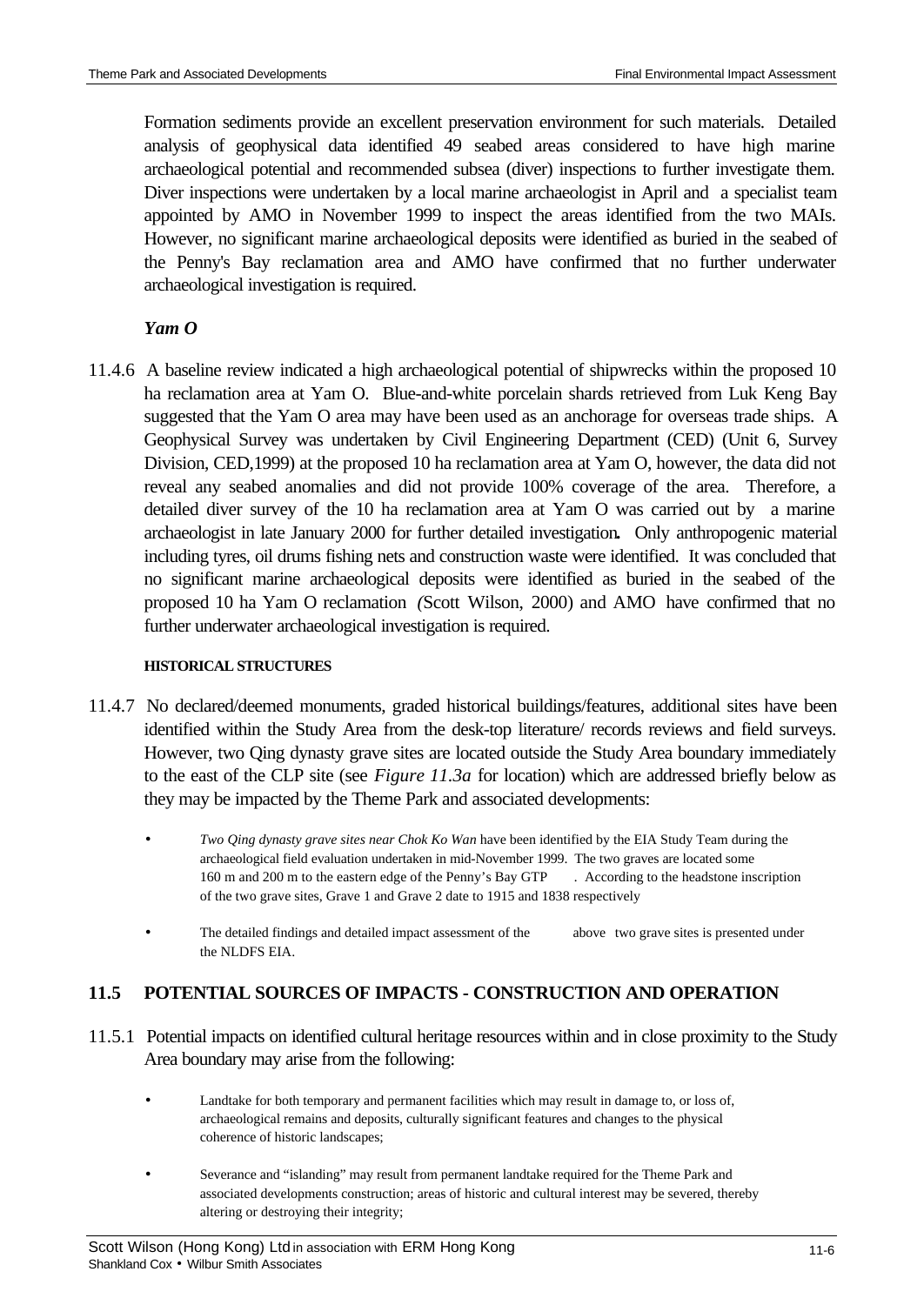Formation sediments provide an excellent preservation environment for such materials. Detailed analysis of geophysical data identified 49 seabed areas considered to have high marine archaeological potential and recommended subsea (diver) inspections to further investigate them. Diver inspections were undertaken by a local marine archaeologist in April and a specialist team appointed by AMO in November 1999 to inspect the areas identified from the two MAIs. However, no significant marine archaeological deposits were identified as buried in the seabed of the Penny's Bay reclamation area and AMO have confirmed that no further underwater archaeological investigation is required.

***Yam O***

11.4.6 A baseline review indicated a high archaeological potential of shipwrecks within the proposed 10 ha reclamation area at Yam O. Blue-and-white porcelain shards retrieved from Luk Keng Bay suggested that the Yam O area may have been used as an anchorage for overseas trade ships. A Geophysical Survey was undertaken by Civil Engineering Department (CED) (Unit 6, Survey Division, CED,1999) at the proposed 10 ha reclamation area at Yam O, however, the data did not reveal any seabed anomalies and did not provide 100% coverage of the area. Therefore, a detailed diver survey of the 10 ha reclamation area at Yam O was carried out by a marine archaeologist in late January 2000 for further detailed investigation**.** Only anthropogenic material including tyres, oil drums fishing nets and construction waste were identified. It was concluded that no significant marine archaeological deposits were identified as buried in the seabed of the proposed 10 ha Yam O reclamation *(*Scott Wilson, 2000) and AMO have confirmed that no further underwater archaeological investigation is required.

**HISTORICAL STRUCTURES**

11.4.7 No declared/deemed monuments, graded historical buildings/features, additional sites have been identified within the Study Area from the desk-top literature/ records reviews and field surveys. However, two Qing dynasty grave sites are located outside the Study Area boundary immediately to the east of the CLP site (see *Figure 11.3a* for location) which are addressed briefly below as they may be impacted by the Theme Park and associated developments:

- *Two Qing dynasty grave sites near Chok Ko Wan* have been identified by the EIA Study Team during the archaeological field evaluation undertaken in mid-November 1999. The two graves are located some 160 m and 200 m to the eastern edge of the Penny's Bay GTP . According to the headstone inscription of the two grave sites, Grave 1 and Grave 2 date to 1915 and 1838 respectively

- The detailed findings and detailed impact assessment of the above two grave sites is presented under the NLDFS EIA.

## 11.5 POTENTIAL SOURCES OF IMPACTS - CONSTRUCTION AND OPERATION

11.5.1 Potential impacts on identified cultural heritage resources within and in close proximity to the Study Area boundary may arise from the following:

- Landtake for both temporary and permanent facilities which may result in damage to, or loss of, archaeological remains and deposits, culturally significant features and changes to the physical coherence of historic landscapes;

- Severance and "islanding" may result from permanent landtake required for the Theme Park and associated developments construction; areas of historic and cultural interest may be severed, thereby altering or destroying their integrity;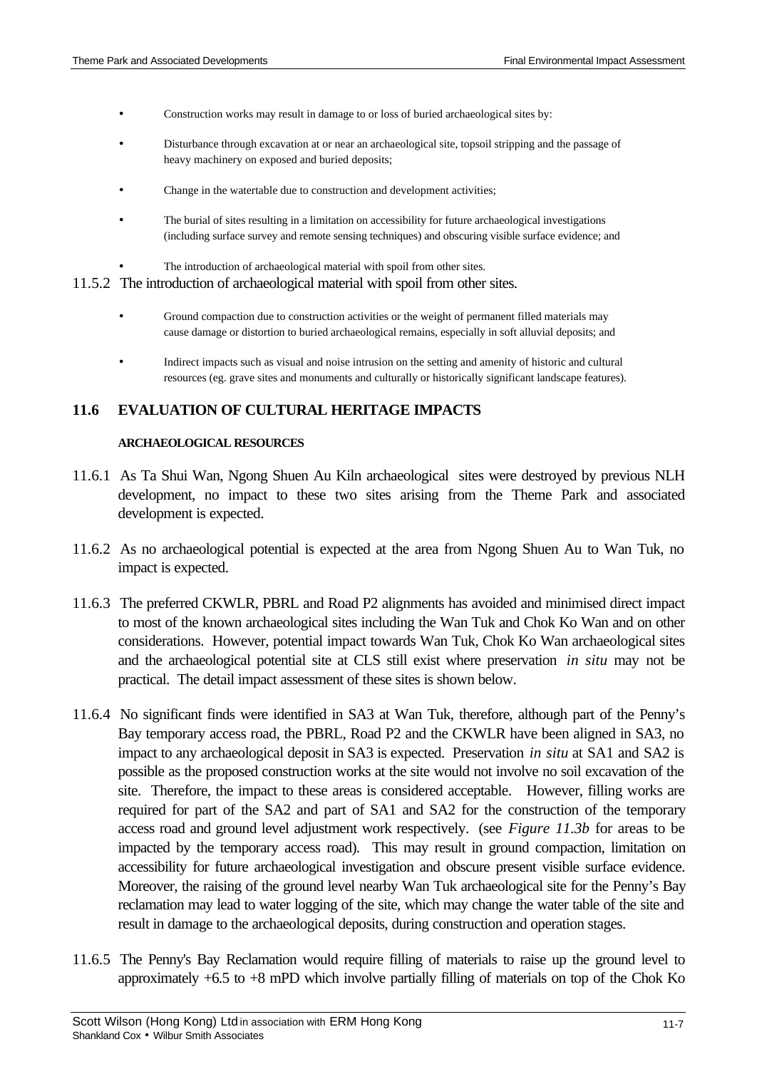- Construction works may result in damage to or loss of buried archaeological sites by:

- Disturbance through excavation at or near an archaeological site, topsoil stripping and the passage of heavy machinery on exposed and buried deposits;

- Change in the watertable due to construction and development activities;

- The burial of sites resulting in a limitation on accessibility for future archaeological investigations (including surface survey and remote sensing techniques) and obscuring visible surface evidence; and

- The introduction of archaeological material with spoil from other sites.

11.5.2 The introduction of archaeological material with spoil from other sites.

- Ground compaction due to construction activities or the weight of permanent filled materials may cause damage or distortion to buried archaeological remains, especially in soft alluvial deposits; and

- Indirect impacts such as visual and noise intrusion on the setting and amenity of historic and cultural resources (eg. grave sites and monuments and culturally or historically significant landscape features).

## 11.6 EVALUATION OF CULTURAL HERITAGE IMPACTS

### ARCHAEOLOGICAL RESOURCES

11.6.1 As Ta Shui Wan, Ngong Shuen Au Kiln archaeological sites were destroyed by previous NLH development, no impact to these two sites arising from the Theme Park and associated development is expected.

11.6.2 As no archaeological potential is expected at the area from Ngong Shuen Au to Wan Tuk, no impact is expected.

11.6.3 The preferred CKWLR, PBRL and Road P2 alignments has avoided and minimised direct impact to most of the known archaeological sites including the Wan Tuk and Chok Ko Wan and on other considerations. However, potential impact towards Wan Tuk, Chok Ko Wan archaeological sites and the archaeological potential site at CLS still exist where preservation *in situ* may not be practical. The detail impact assessment of these sites is shown below.

11.6.4 No significant finds were identified in SA3 at Wan Tuk, therefore, although part of the Penny's Bay temporary access road, the PBRL, Road P2 and the CKWLR have been aligned in SA3, no impact to any archaeological deposit in SA3 is expected. Preservation *in situ* at SA1 and SA2 is possible as the proposed construction works at the site would not involve no soil excavation of the site. Therefore, the impact to these areas is considered acceptable. However, filling works are required for part of the SA2 and part of SA1 and SA2 for the construction of the temporary access road and ground level adjustment work respectively. (see *Figure 11.3b* for areas to be impacted by the temporary access road). This may result in ground compaction, limitation on accessibility for future archaeological investigation and obscure present visible surface evidence. Moreover, the raising of the ground level nearby Wan Tuk archaeological site for the Penny's Bay reclamation may lead to water logging of the site, which may change the water table of the site and result in damage to the archaeological deposits, during construction and operation stages.

11.6.5 The Penny's Bay Reclamation would require filling of materials to raise up the ground level to approximately +6.5 to +8 mPD which involve partially filling of materials on top of the Chok Ko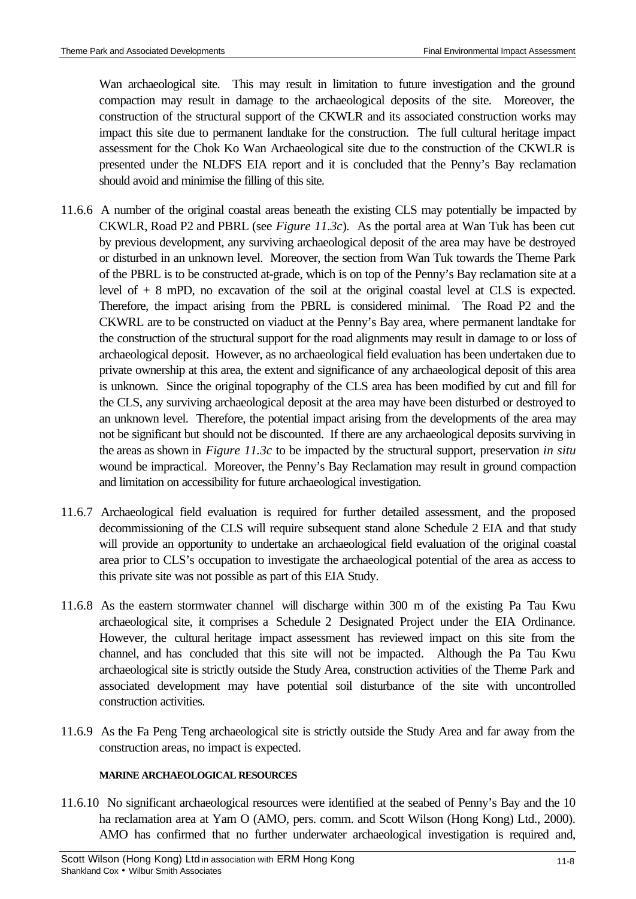Wan archaeological site. This may result in limitation to future investigation and the ground compaction may result in damage to the archaeological deposits of the site. Moreover, the construction of the structural support of the CKWLR and its associated construction works may impact this site due to permanent landtake for the construction. The full cultural heritage impact assessment for the Chok Ko Wan Archaeological site due to the construction of the CKWLR is presented under the NLDFS EIA report and it is concluded that the Penny's Bay reclamation should avoid and minimise the filling of this site.

11.6.6 A number of the original coastal areas beneath the existing CLS may potentially be impacted by CKWLR, Road P2 and PBRL (see *Figure 11.3c*). As the portal area at Wan Tuk has been cut by previous development, any surviving archaeological deposit of the area may have be destroyed or disturbed in an unknown level. Moreover, the section from Wan Tuk towards the Theme Park of the PBRL is to be constructed at-grade, which is on top of the Penny's Bay reclamation site at a level of + 8 mPD, no excavation of the soil at the original coastal level at CLS is expected. Therefore, the impact arising from the PBRL is considered minimal. The Road P2 and the CKWRL are to be constructed on viaduct at the Penny's Bay area, where permanent landtake for the construction of the structural support for the road alignments may result in damage to or loss of archaeological deposit. However, as no archaeological field evaluation has been undertaken due to private ownership at this area, the extent and significance of any archaeological deposit of this area is unknown. Since the original topography of the CLS area has been modified by cut and fill for the CLS, any surviving archaeological deposit at the area may have been disturbed or destroyed to an unknown level. Therefore, the potential impact arising from the developments of the area may not be significant but should not be discounted. If there are any archaeological deposits surviving in the areas as shown in *Figure 11.3c* to be impacted by the structural support, preservation *in situ* wound be impractical. Moreover, the Penny's Bay Reclamation may result in ground compaction and limitation on accessibility for future archaeological investigation.

11.6.7 Archaeological field evaluation is required for further detailed assessment, and the proposed decommissioning of the CLS will require subsequent stand alone Schedule 2 EIA and that study will provide an opportunity to undertake an archaeological field evaluation of the original coastal area prior to CLS's occupation to investigate the archaeological potential of the area as access to this private site was not possible as part of this EIA Study.

11.6.8 As the eastern stormwater channel will discharge within 300 m of the existing Pa Tau Kwu archaeological site, it comprises a Schedule 2 Designated Project under the EIA Ordinance. However, the cultural heritage impact assessment has reviewed impact on this site from the channel, and has concluded that this site will not be impacted. Although the Pa Tau Kwu archaeological site is strictly outside the Study Area, construction activities of the Theme Park and associated development may have potential soil disturbance of the site with uncontrolled construction activities.

11.6.9 As the Fa Peng Teng archaeological site is strictly outside the Study Area and far away from the construction areas, no impact is expected.

**MARINE ARCHAEOLOGICAL RESOURCES**

11.6.10 No significant archaeological resources were identified at the seabed of Penny's Bay and the 10 ha reclamation area at Yam O (AMO, pers. comm. and Scott Wilson (Hong Kong) Ltd., 2000). AMO has confirmed that no further underwater archaeological investigation is required and,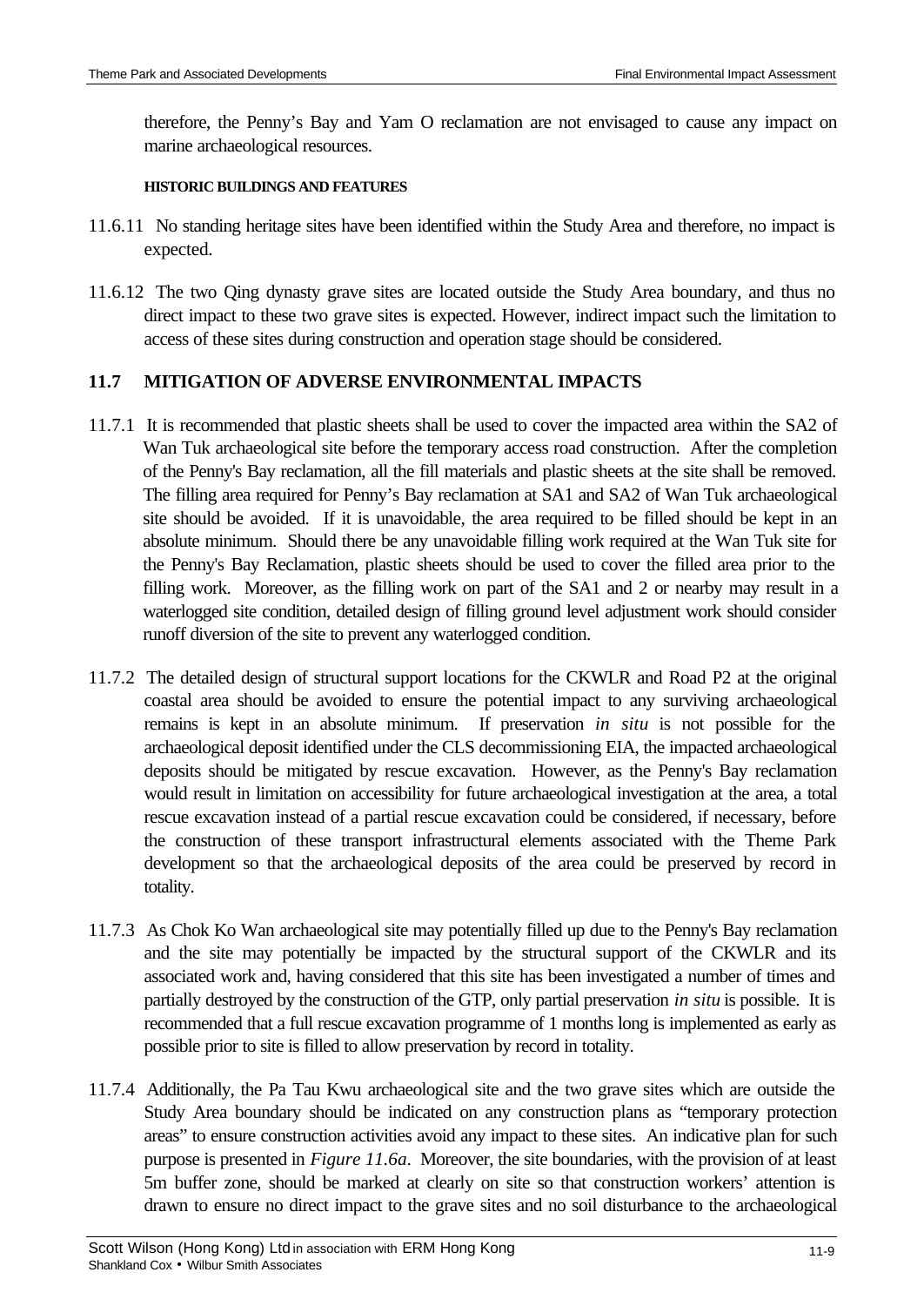therefore, the Penny's Bay and Yam O reclamation are not envisaged to cause any impact on marine archaeological resources.

#### HISTORIC BUILDINGS AND FEATURES

11.6.11 No standing heritage sites have been identified within the Study Area and therefore, no impact is expected.

11.6.12 The two Qing dynasty grave sites are located outside the Study Area boundary, and thus no direct impact to these two grave sites is expected. However, indirect impact such the limitation to access of these sites during construction and operation stage should be considered.

## 11.7 MITIGATION OF ADVERSE ENVIRONMENTAL IMPACTS

11.7.1 It is recommended that plastic sheets shall be used to cover the impacted area within the SA2 of Wan Tuk archaeological site before the temporary access road construction. After the completion of the Penny's Bay reclamation, all the fill materials and plastic sheets at the site shall be removed. The filling area required for Penny's Bay reclamation at SA1 and SA2 of Wan Tuk archaeological site should be avoided. If it is unavoidable, the area required to be filled should be kept in an absolute minimum. Should there be any unavoidable filling work required at the Wan Tuk site for the Penny's Bay Reclamation, plastic sheets should be used to cover the filled area prior to the filling work. Moreover, as the filling work on part of the SA1 and 2 or nearby may result in a waterlogged site condition, detailed design of filling ground level adjustment work should consider runoff diversion of the site to prevent any waterlogged condition.

11.7.2 The detailed design of structural support locations for the CKWLR and Road P2 at the original coastal area should be avoided to ensure the potential impact to any surviving archaeological remains is kept in an absolute minimum. If preservation *in situ* is not possible for the archaeological deposit identified under the CLS decommissioning EIA, the impacted archaeological deposits should be mitigated by rescue excavation. However, as the Penny's Bay reclamation would result in limitation on accessibility for future archaeological investigation at the area, a total rescue excavation instead of a partial rescue excavation could be considered, if necessary, before the construction of these transport infrastructural elements associated with the Theme Park development so that the archaeological deposits of the area could be preserved by record in totality.

11.7.3 As Chok Ko Wan archaeological site may potentially filled up due to the Penny's Bay reclamation and the site may potentially be impacted by the structural support of the CKWLR and its associated work and, having considered that this site has been investigated a number of times and partially destroyed by the construction of the GTP, only partial preservation *in situ* is possible. It is recommended that a full rescue excavation programme of 1 months long is implemented as early as possible prior to site is filled to allow preservation by record in totality.

11.7.4 Additionally, the Pa Tau Kwu archaeological site and the two grave sites which are outside the Study Area boundary should be indicated on any construction plans as "temporary protection areas" to ensure construction activities avoid any impact to these sites. An indicative plan for such purpose is presented in *Figure 11.6a*. Moreover, the site boundaries, with the provision of at least 5m buffer zone, should be marked at clearly on site so that construction workers' attention is drawn to ensure no direct impact to the grave sites and no soil disturbance to the archaeological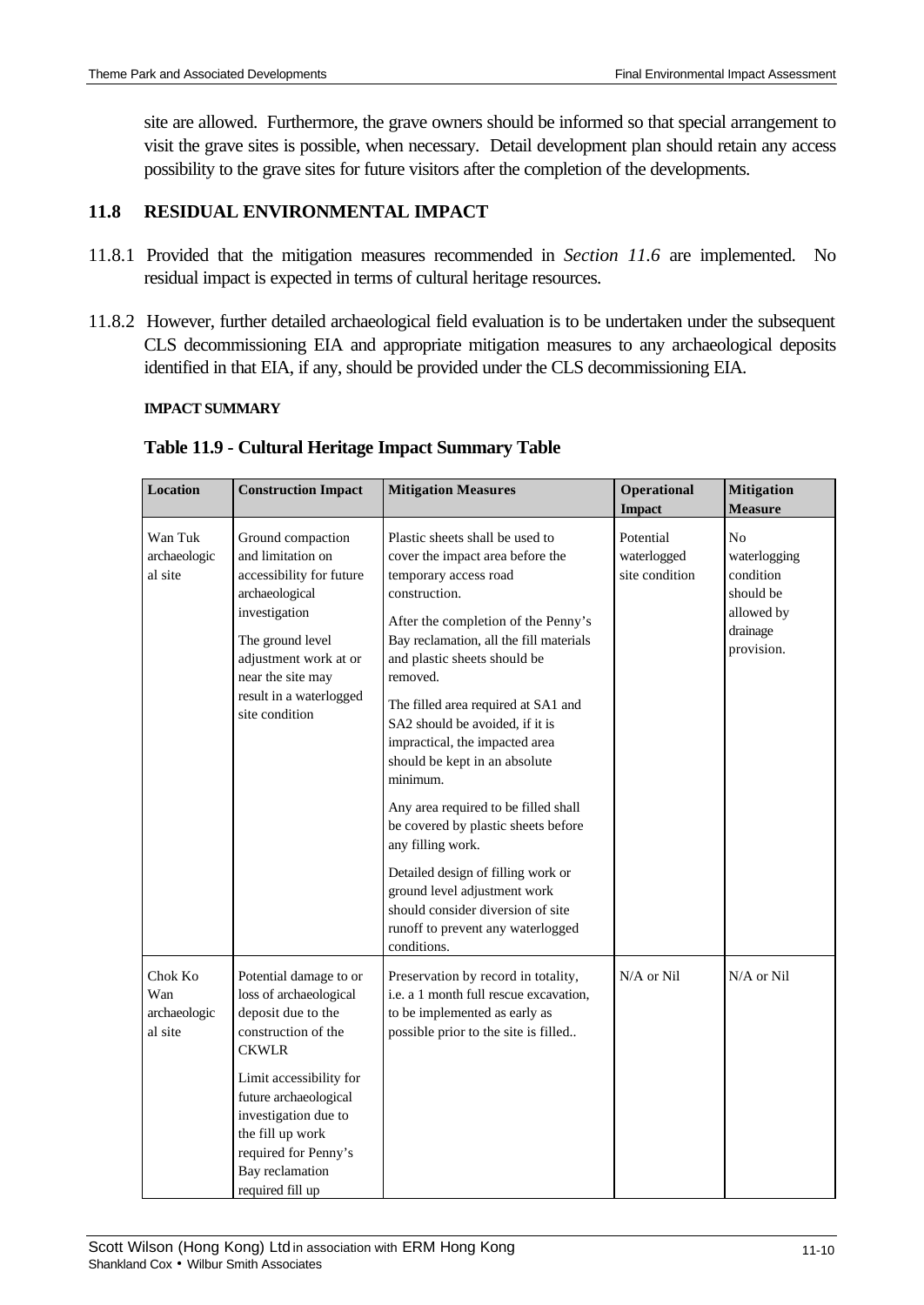site are allowed. Furthermore, the grave owners should be informed so that special arrangement to visit the grave sites is possible, when necessary. Detail development plan should retain any access possibility to the grave sites for future visitors after the completion of the developments.

## 11.8 RESIDUAL ENVIRONMENTAL IMPACT

11.8.1 Provided that the mitigation measures recommended in *Section 11.6* are implemented. No residual impact is expected in terms of cultural heritage resources.

11.8.2 However, further detailed archaeological field evaluation is to be undertaken under the subsequent CLS decommissioning EIA and appropriate mitigation measures to any archaeological deposits identified in that EIA, if any, should be provided under the CLS decommissioning EIA.

**IMPACT SUMMARY**

**Table 11.9 - Cultural Heritage Impact Summary Table**

| Location | Construction Impact | Mitigation Measures | Operational Impact | Mitigation Measure |
|---|---|---|---|---|
| Wan Tuk archaeological site | Ground compaction and limitation on accessibility for future archaeological investigation<br><br>The ground level adjustment work at or near the site may result in a waterlogged site condition | Plastic sheets shall be used to cover the impact area before the temporary access road construction.<br><br>After the completion of the Penny's Bay reclamation, all the fill materials and plastic sheets should be removed.<br><br>The filled area required at SA1 and SA2 should be avoided, if it is impractical, the impacted area should be kept in an absolute minimum.<br><br>Any area required to be filled shall be covered by plastic sheets before any filling work.<br><br>Detailed design of filling work or ground level adjustment work should consider diversion of site runoff to prevent any waterlogged conditions. | Potential waterlogged site condition | No waterlogging condition should be allowed by drainage provision. |
| Chok Ko Wan archaeological site | Potential damage to or loss of archaeological deposit due to the construction of the CKWLR<br><br>Limit accessibility for future archaeological investigation due to the fill up work required for Penny's Bay reclamation required fill up | Preservation by record in totality, i.e. a 1 month full rescue excavation, to be implemented as early as possible prior to the site is filled.. | N/A or Nil | N/A or Nil |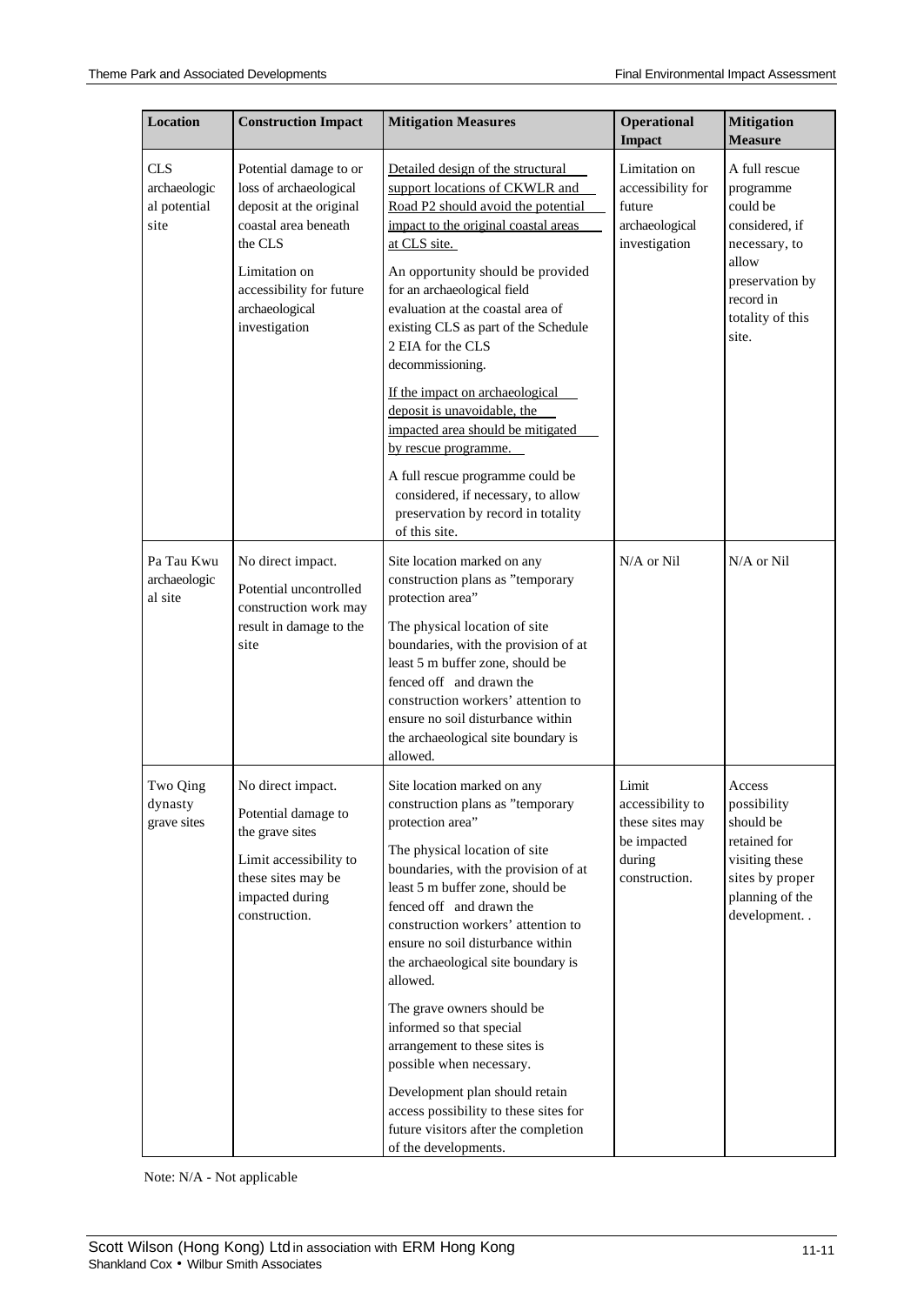| Location | Construction Impact | Mitigation Measures | Operational Impact | Mitigation Measure |
|---|---|---|---|---|
| CLS archaeological potential site | Potential damage to or loss of archaeological deposit at the original coastal area beneath the CLS<br><br>Limitation on accessibility for future archaeological investigation | Detailed design of the structural support locations of CKWLR and Road P2 should avoid the potential impact to the original coastal areas at CLS site.<br><br>An opportunity should be provided for an archaeological field evaluation at the coastal area of existing CLS as part of the Schedule 2 EIA for the CLS decommissioning.<br><br>If the impact on archaeological deposit is unavoidable, the impacted area should be mitigated by rescue programme.<br><br>A full rescue programme could be considered, if necessary, to allow preservation by record in totality of this site. | Limitation on accessibility for future archaeological investigation | A full rescue programme could be considered, if necessary, to allow preservation by record in totality of this site. |
| Pa Tau Kwu archaeological site | No direct impact.<br><br>Potential uncontrolled construction work may result in damage to the site | Site location marked on any construction plans as "temporary protection area"<br><br>The physical location of site boundaries, with the provision of at least 5 m buffer zone, should be fenced off and drawn the construction workers' attention to ensure no soil disturbance within the archaeological site boundary is allowed. | N/A or Nil | N/A or Nil |
| Two Qing dynasty grave sites | No direct impact.<br><br>Potential damage to the grave sites<br><br>Limit accessibility to these sites may be impacted during construction. | Site location marked on any construction plans as "temporary protection area"<br><br>The physical location of site boundaries, with the provision of at least 5 m buffer zone, should be fenced off and drawn the construction workers' attention to ensure no soil disturbance within the archaeological site boundary is allowed.<br><br>The grave owners should be informed so that special arrangement to these sites is possible when necessary.<br><br>Development plan should retain access possibility to these sites for future visitors after the completion of the developments. | Limit accessibility to these sites may be impacted during construction. | Access possibility should be retained for visiting these sites by proper planning of the development. . |

Note: N/A - Not applicable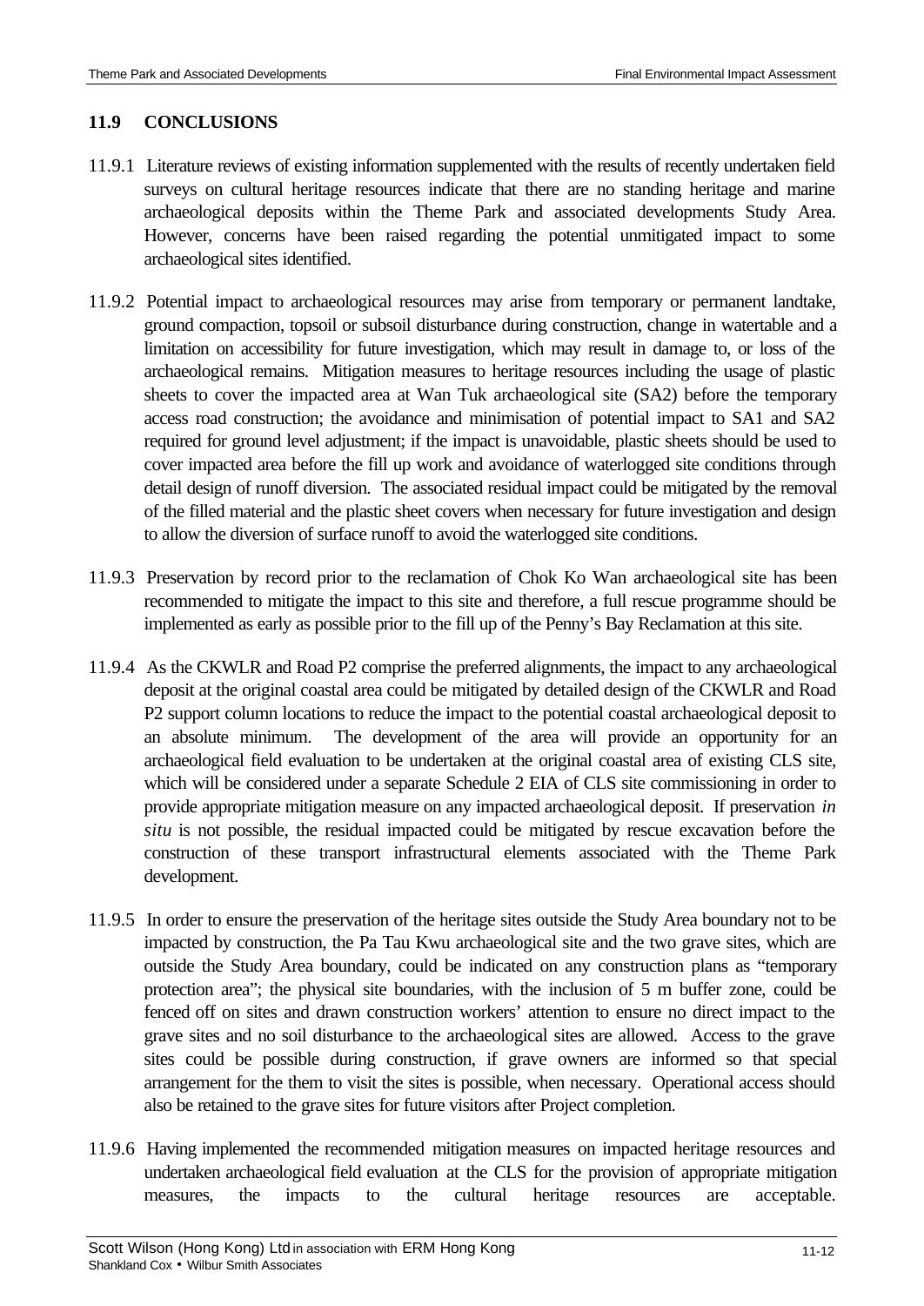## 11.9 CONCLUSIONS

11.9.1 Literature reviews of existing information supplemented with the results of recently undertaken field surveys on cultural heritage resources indicate that there are no standing heritage and marine archaeological deposits within the Theme Park and associated developments Study Area. However, concerns have been raised regarding the potential unmitigated impact to some archaeological sites identified.

11.9.2 Potential impact to archaeological resources may arise from temporary or permanent landtake, ground compaction, topsoil or subsoil disturbance during construction, change in watertable and a limitation on accessibility for future investigation, which may result in damage to, or loss of the archaeological remains. Mitigation measures to heritage resources including the usage of plastic sheets to cover the impacted area at Wan Tuk archaeological site (SA2) before the temporary access road construction; the avoidance and minimisation of potential impact to SA1 and SA2 required for ground level adjustment; if the impact is unavoidable, plastic sheets should be used to cover impacted area before the fill up work and avoidance of waterlogged site conditions through detail design of runoff diversion. The associated residual impact could be mitigated by the removal of the filled material and the plastic sheet covers when necessary for future investigation and design to allow the diversion of surface runoff to avoid the waterlogged site conditions.

11.9.3 Preservation by record prior to the reclamation of Chok Ko Wan archaeological site has been recommended to mitigate the impact to this site and therefore, a full rescue programme should be implemented as early as possible prior to the fill up of the Penny's Bay Reclamation at this site.

11.9.4 As the CKWLR and Road P2 comprise the preferred alignments, the impact to any archaeological deposit at the original coastal area could be mitigated by detailed design of the CKWLR and Road P2 support column locations to reduce the impact to the potential coastal archaeological deposit to an absolute minimum. The development of the area will provide an opportunity for an archaeological field evaluation to be undertaken at the original coastal area of existing CLS site, which will be considered under a separate Schedule 2 EIA of CLS site commissioning in order to provide appropriate mitigation measure on any impacted archaeological deposit. If preservation *in situ* is not possible, the residual impacted could be mitigated by rescue excavation before the construction of these transport infrastructural elements associated with the Theme Park development.

11.9.5 In order to ensure the preservation of the heritage sites outside the Study Area boundary not to be impacted by construction, the Pa Tau Kwu archaeological site and the two grave sites, which are outside the Study Area boundary, could be indicated on any construction plans as "temporary protection area"; the physical site boundaries, with the inclusion of 5 m buffer zone, could be fenced off on sites and drawn construction workers' attention to ensure no direct impact to the grave sites and no soil disturbance to the archaeological sites are allowed. Access to the grave sites could be possible during construction, if grave owners are informed so that special arrangement for the them to visit the sites is possible, when necessary. Operational access should also be retained to the grave sites for future visitors after Project completion.

11.9.6 Having implemented the recommended mitigation measures on impacted heritage resources and undertaken archaeological field evaluation at the CLS for the provision of appropriate mitigation measures, the impacts to the cultural heritage resources are acceptable.